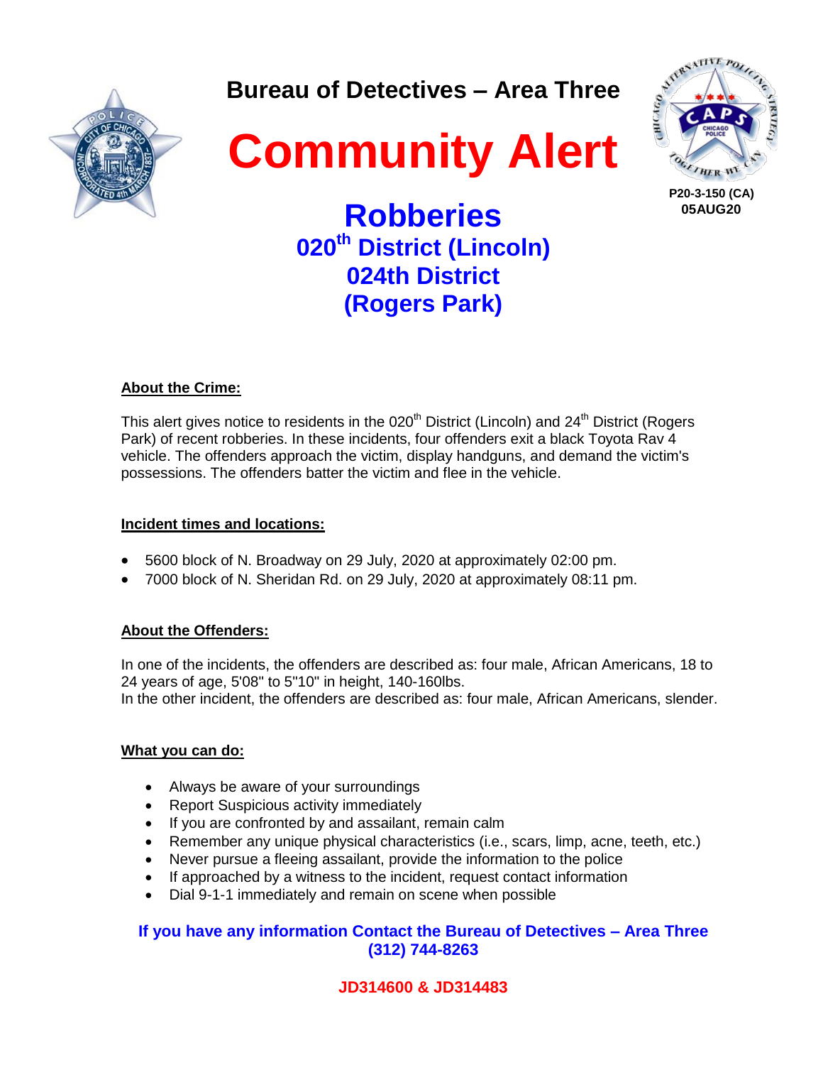# Bureau of Detectives – Area Three

# Community Alert

P20-3-150 (CA)
05AUG20

## Robberies
## 020th District (Lincoln)
## 024th District
## (Rogers Park)

**About the Crime:**

This alert gives notice to residents in the 020th District (Lincoln) and 24th District (Rogers Park) of recent robberies. In these incidents, four offenders exit a black Toyota Rav 4 vehicle. The offenders approach the victim, display handguns, and demand the victim's possessions. The offenders batter the victim and flee in the vehicle.

**Incident times and locations:**

- 5600 block of N. Broadway on 29 July, 2020 at approximately 02:00 pm.
- 7000 block of N. Sheridan Rd. on 29 July, 2020 at approximately 08:11 pm.

**About the Offenders:**

In one of the incidents, the offenders are described as: four male, African Americans, 18 to 24 years of age, 5'08" to 5"10" in height, 140-160lbs.
In the other incident, the offenders are described as: four male, African Americans, slender.

**What you can do:**

- Always be aware of your surroundings
- Report Suspicious activity immediately
- If you are confronted by and assailant, remain calm
- Remember any unique physical characteristics (i.e., scars, limp, acne, teeth, etc.)
- Never pursue a fleeing assailant, provide the information to the police
- If approached by a witness to the incident, request contact information
- Dial 9-1-1 immediately and remain on scene when possible

**If you have any information Contact the Bureau of Detectives – Area Three (312) 744-8263**

**JD314600 & JD314483**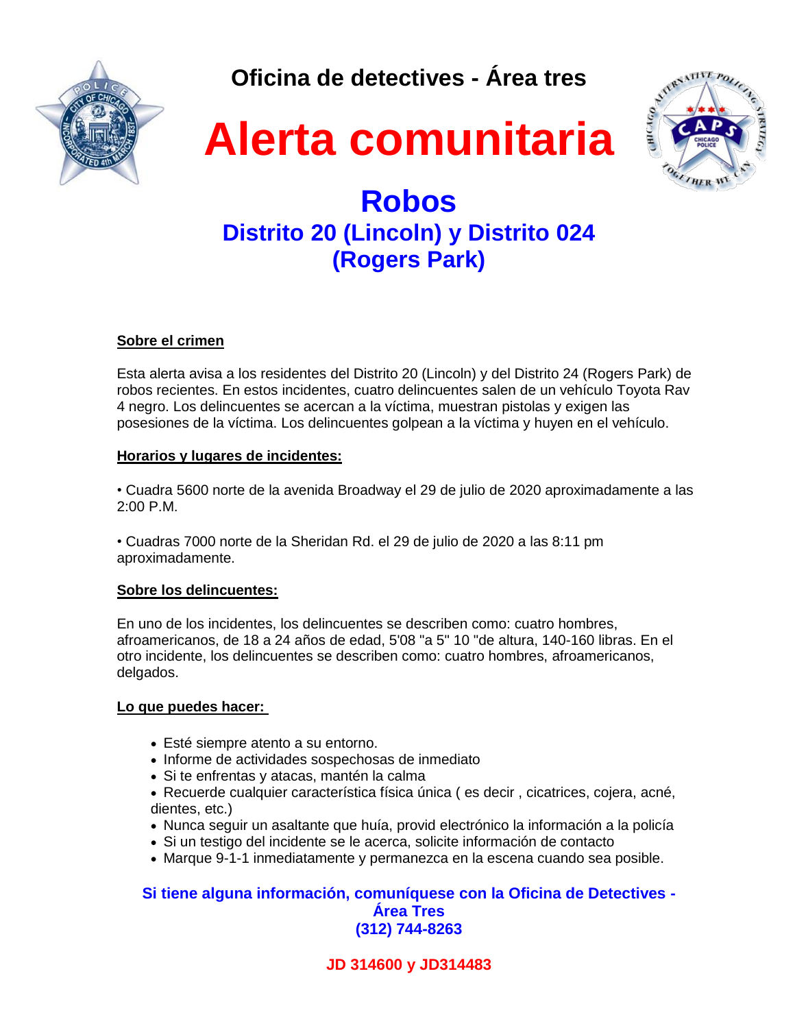### Oficina de detectives - Área tres

# Alerta comunitaria

## Robos
## Distrito 20 (Lincoln) y Distrito 024 (Rogers Park)

**Sobre el crimen**

Esta alerta avisa a los residentes del Distrito 20 (Lincoln) y del Distrito 24 (Rogers Park) de robos recientes. En estos incidentes, cuatro delincuentes salen de un vehículo Toyota Rav 4 negro. Los delincuentes se acercan a la víctima, muestran pistolas y exigen las posesiones de la víctima. Los delincuentes golpean a la víctima y huyen en el vehículo.

**Horarios y lugares de incidentes:**

• Cuadra 5600 norte de la avenida Broadway el 29 de julio de 2020 aproximadamente a las 2:00 P.M.

• Cuadras 7000 norte de la Sheridan Rd. el 29 de julio de 2020 a las 8:11 pm aproximadamente.

**Sobre los delincuentes:**

En uno de los incidentes, los delincuentes se describen como: cuatro hombres, afroamericanos, de 18 a 24 años de edad, 5'08 "a 5" 10 "de altura, 140-160 libras. En el otro incidente, los delincuentes se describen como: cuatro hombres, afroamericanos, delgados.

**Lo que puedes hacer:**

- Esté siempre atento a su entorno.
- Informe de actividades sospechosas de inmediato
- Si te enfrentas y atacas, mantén la calma
- Recuerde cualquier característica física única ( es decir , cicatrices, cojera, acné, dientes, etc.)
- Nunca seguir un asaltante que huía, provid electrónico la información a la policía
- Si un testigo del incidente se le acerca, solicite información de contacto
- Marque 9-1-1 inmediatamente y permanezca en la escena cuando sea posible.

**Si tiene alguna información, comuníquese con la Oficina de Detectives - Área Tres**
**(312) 744-8263**

**JD 314600 y JD314483**